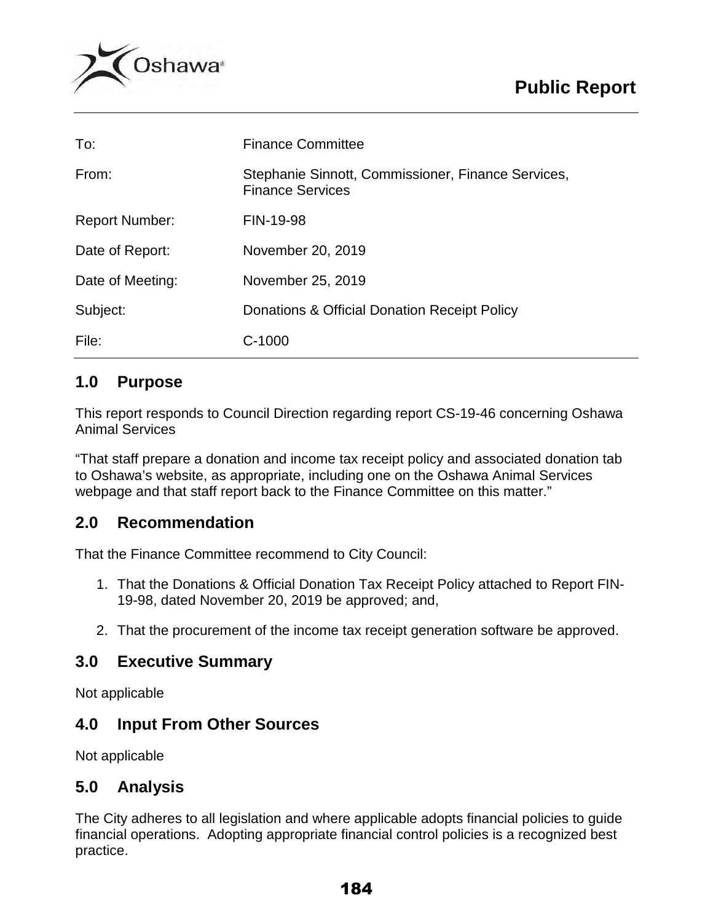# Public Report

| | |
|---|---|
| To: | Finance Committee |
| From: | Stephanie Sinnott, Commissioner, Finance Services, Finance Services |
| Report Number: | FIN-19-98 |
| Date of Report: | November 20, 2019 |
| Date of Meeting: | November 25, 2019 |
| Subject: | Donations & Official Donation Receipt Policy |
| File: | C-1000 |

## 1.0 Purpose

This report responds to Council Direction regarding report CS-19-46 concerning Oshawa Animal Services

"That staff prepare a donation and income tax receipt policy and associated donation tab to Oshawa's website, as appropriate, including one on the Oshawa Animal Services webpage and that staff report back to the Finance Committee on this matter."

## 2.0 Recommendation

That the Finance Committee recommend to City Council:

1. That the Donations & Official Donation Tax Receipt Policy attached to Report FIN-19-98, dated November 20, 2019 be approved; and,
2. That the procurement of the income tax receipt generation software be approved.

## 3.0 Executive Summary

Not applicable

## 4.0 Input From Other Sources

Not applicable

## 5.0 Analysis

The City adheres to all legislation and where applicable adopts financial policies to guide financial operations. Adopting appropriate financial control policies is a recognized best practice.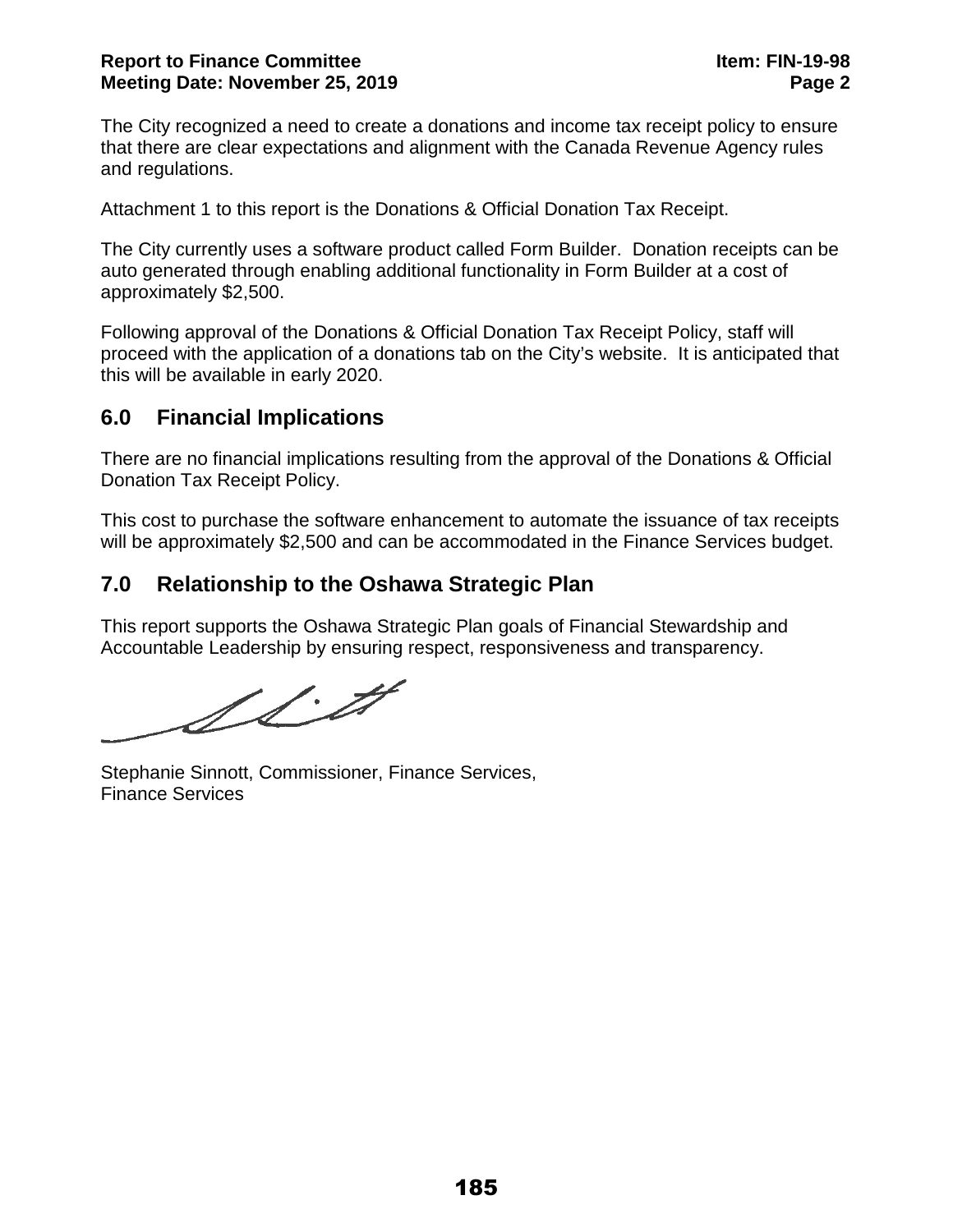The City recognized a need to create a donations and income tax receipt policy to ensure that there are clear expectations and alignment with the Canada Revenue Agency rules and regulations.

Attachment 1 to this report is the Donations & Official Donation Tax Receipt.

The City currently uses a software product called Form Builder. Donation receipts can be auto generated through enabling additional functionality in Form Builder at a cost of approximately $2,500.

Following approval of the Donations & Official Donation Tax Receipt Policy, staff will proceed with the application of a donations tab on the City's website. It is anticipated that this will be available in early 2020.

## 6.0 Financial Implications

There are no financial implications resulting from the approval of the Donations & Official Donation Tax Receipt Policy.

This cost to purchase the software enhancement to automate the issuance of tax receipts will be approximately $2,500 and can be accommodated in the Finance Services budget.

## 7.0 Relationship to the Oshawa Strategic Plan

This report supports the Oshawa Strategic Plan goals of Financial Stewardship and Accountable Leadership by ensuring respect, responsiveness and transparency.

Stephanie Sinnott, Commissioner, Finance Services,
Finance Services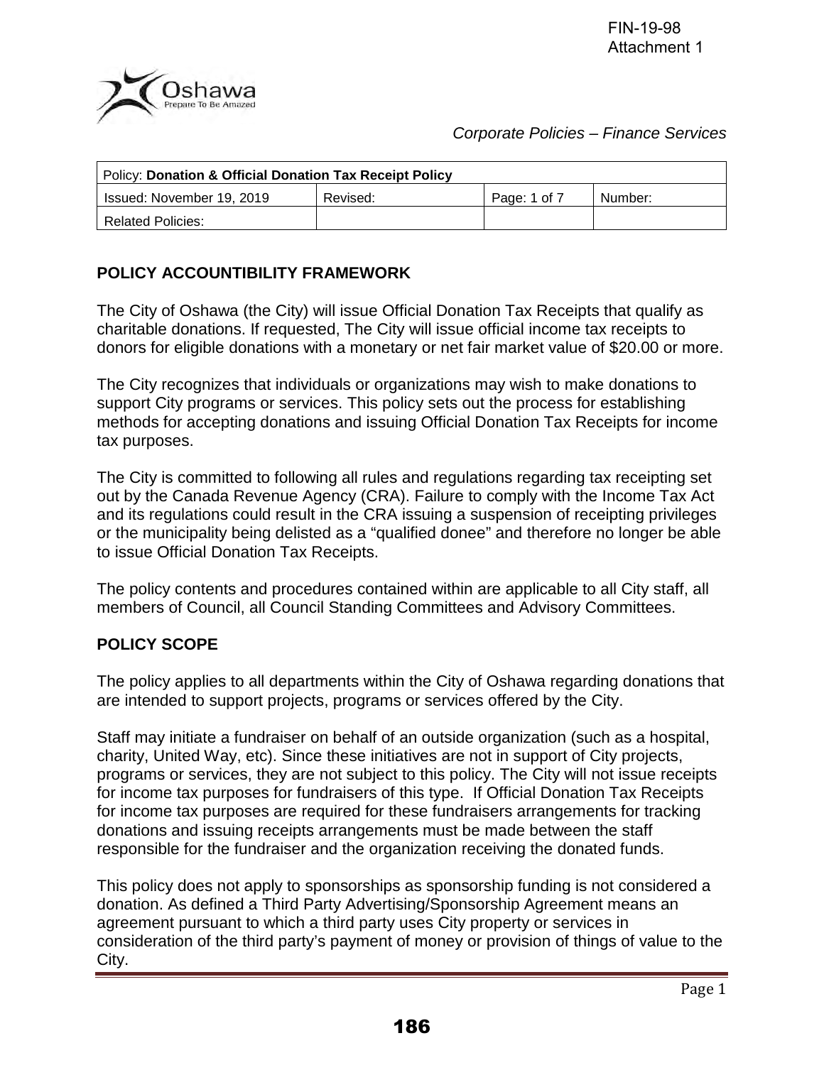FIN-19-98
Attachment 1

*Corporate Policies – Finance Services*

| Policy: **Donation & Official Donation Tax Receipt Policy** | | | |
|---|---|---|---|
| Issued: November 19, 2019 | Revised: | Page: 1 of 7 | Number: |
| Related Policies: | | | |

## POLICY ACCOUNTIBILITY FRAMEWORK

The City of Oshawa (the City) will issue Official Donation Tax Receipts that qualify as charitable donations. If requested, The City will issue official income tax receipts to donors for eligible donations with a monetary or net fair market value of $20.00 or more.

The City recognizes that individuals or organizations may wish to make donations to support City programs or services. This policy sets out the process for establishing methods for accepting donations and issuing Official Donation Tax Receipts for income tax purposes.

The City is committed to following all rules and regulations regarding tax receipting set out by the Canada Revenue Agency (CRA). Failure to comply with the Income Tax Act and its regulations could result in the CRA issuing a suspension of receipting privileges or the municipality being delisted as a "qualified donee" and therefore no longer be able to issue Official Donation Tax Receipts.

The policy contents and procedures contained within are applicable to all City staff, all members of Council, all Council Standing Committees and Advisory Committees.

## POLICY SCOPE

The policy applies to all departments within the City of Oshawa regarding donations that are intended to support projects, programs or services offered by the City.

Staff may initiate a fundraiser on behalf of an outside organization (such as a hospital, charity, United Way, etc). Since these initiatives are not in support of City projects, programs or services, they are not subject to this policy. The City will not issue receipts for income tax purposes for fundraisers of this type. If Official Donation Tax Receipts for income tax purposes are required for these fundraisers arrangements for tracking donations and issuing receipts arrangements must be made between the staff responsible for the fundraiser and the organization receiving the donated funds.

This policy does not apply to sponsorships as sponsorship funding is not considered a donation. As defined a Third Party Advertising/Sponsorship Agreement means an agreement pursuant to which a third party uses City property or services in consideration of the third party's payment of money or provision of things of value to the City.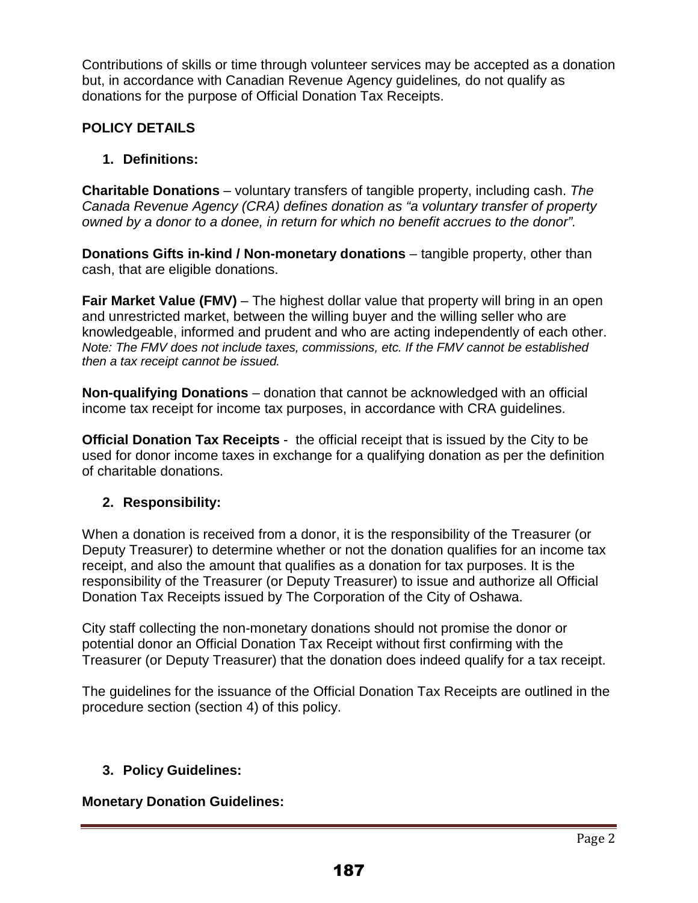Contributions of skills or time through volunteer services may be accepted as a donation but, in accordance with Canadian Revenue Agency guidelines*,* do not qualify as donations for the purpose of Official Donation Tax Receipts.

## POLICY DETAILS

### 1. Definitions:

**Charitable Donations** – voluntary transfers of tangible property, including cash. *The Canada Revenue Agency (CRA) defines donation as "a voluntary transfer of property owned by a donor to a donee, in return for which no benefit accrues to the donor".*

**Donations Gifts in-kind / Non-monetary donations** – tangible property, other than cash, that are eligible donations.

**Fair Market Value (FMV)** – The highest dollar value that property will bring in an open and unrestricted market, between the willing buyer and the willing seller who are knowledgeable, informed and prudent and who are acting independently of each other. *Note: The FMV does not include taxes, commissions, etc. If the FMV cannot be established then a tax receipt cannot be issued.*

**Non-qualifying Donations** – donation that cannot be acknowledged with an official income tax receipt for income tax purposes, in accordance with CRA guidelines.

**Official Donation Tax Receipts** - the official receipt that is issued by the City to be used for donor income taxes in exchange for a qualifying donation as per the definition of charitable donations.

### 2. Responsibility:

When a donation is received from a donor, it is the responsibility of the Treasurer (or Deputy Treasurer) to determine whether or not the donation qualifies for an income tax receipt, and also the amount that qualifies as a donation for tax purposes. It is the responsibility of the Treasurer (or Deputy Treasurer) to issue and authorize all Official Donation Tax Receipts issued by The Corporation of the City of Oshawa.

City staff collecting the non-monetary donations should not promise the donor or potential donor an Official Donation Tax Receipt without first confirming with the Treasurer (or Deputy Treasurer) that the donation does indeed qualify for a tax receipt.

The guidelines for the issuance of the Official Donation Tax Receipts are outlined in the procedure section (section 4) of this policy.

### 3. Policy Guidelines:

**Monetary Donation Guidelines:**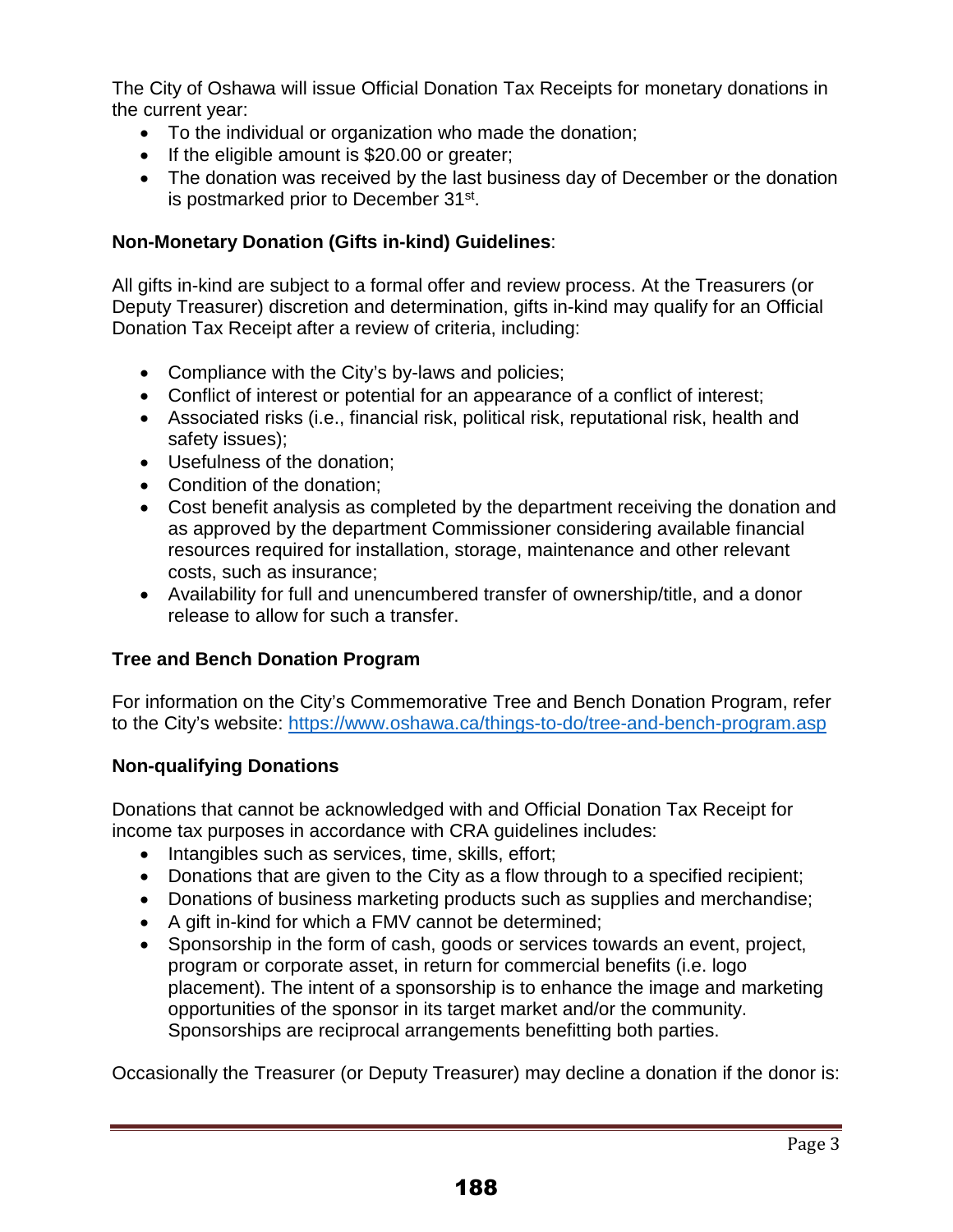The City of Oshawa will issue Official Donation Tax Receipts for monetary donations in the current year:

- To the individual or organization who made the donation;
- If the eligible amount is $20.00 or greater;
- The donation was received by the last business day of December or the donation is postmarked prior to December 31st.

**Non-Monetary Donation (Gifts in-kind) Guidelines**:

All gifts in-kind are subject to a formal offer and review process. At the Treasurers (or Deputy Treasurer) discretion and determination, gifts in-kind may qualify for an Official Donation Tax Receipt after a review of criteria, including:

- Compliance with the City's by-laws and policies;
- Conflict of interest or potential for an appearance of a conflict of interest;
- Associated risks (i.e., financial risk, political risk, reputational risk, health and safety issues);
- Usefulness of the donation;
- Condition of the donation;
- Cost benefit analysis as completed by the department receiving the donation and as approved by the department Commissioner considering available financial resources required for installation, storage, maintenance and other relevant costs, such as insurance;
- Availability for full and unencumbered transfer of ownership/title, and a donor release to allow for such a transfer.

**Tree and Bench Donation Program**

For information on the City's Commemorative Tree and Bench Donation Program, refer to the City's website: https://www.oshawa.ca/things-to-do/tree-and-bench-program.asp

**Non-qualifying Donations**

Donations that cannot be acknowledged with and Official Donation Tax Receipt for income tax purposes in accordance with CRA guidelines includes:

- Intangibles such as services, time, skills, effort;
- Donations that are given to the City as a flow through to a specified recipient;
- Donations of business marketing products such as supplies and merchandise;
- A gift in-kind for which a FMV cannot be determined;
- Sponsorship in the form of cash, goods or services towards an event, project, program or corporate asset, in return for commercial benefits (i.e. logo placement). The intent of a sponsorship is to enhance the image and marketing opportunities of the sponsor in its target market and/or the community. Sponsorships are reciprocal arrangements benefitting both parties.

Occasionally the Treasurer (or Deputy Treasurer) may decline a donation if the donor is: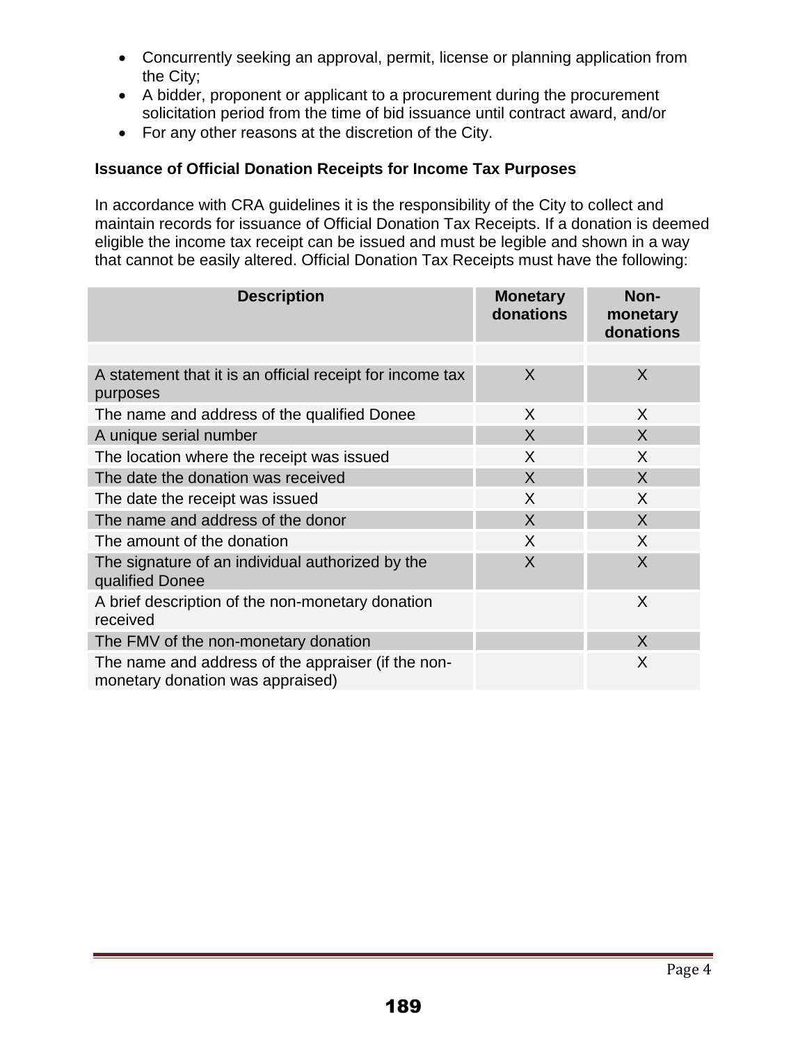- Concurrently seeking an approval, permit, license or planning application from the City;
- A bidder, proponent or applicant to a procurement during the procurement solicitation period from the time of bid issuance until contract award, and/or
- For any other reasons at the discretion of the City.

**Issuance of Official Donation Receipts for Income Tax Purposes**

In accordance with CRA guidelines it is the responsibility of the City to collect and maintain records for issuance of Official Donation Tax Receipts. If a donation is deemed eligible the income tax receipt can be issued and must be legible and shown in a way that cannot be easily altered. Official Donation Tax Receipts must have the following:

| Description | Monetary donations | Non-monetary donations |
|---|---|---|
| | | |
| A statement that it is an official receipt for income tax purposes | X | X |
| The name and address of the qualified Donee | X | X |
| A unique serial number | X | X |
| The location where the receipt was issued | X | X |
| The date the donation was received | X | X |
| The date the receipt was issued | X | X |
| The name and address of the donor | X | X |
| The amount of the donation | X | X |
| The signature of an individual authorized by the qualified Donee | X | X |
| A brief description of the non-monetary donation received | | X |
| The FMV of the non-monetary donation | | X |
| The name and address of the appraiser (if the non-monetary donation was appraised) | | X |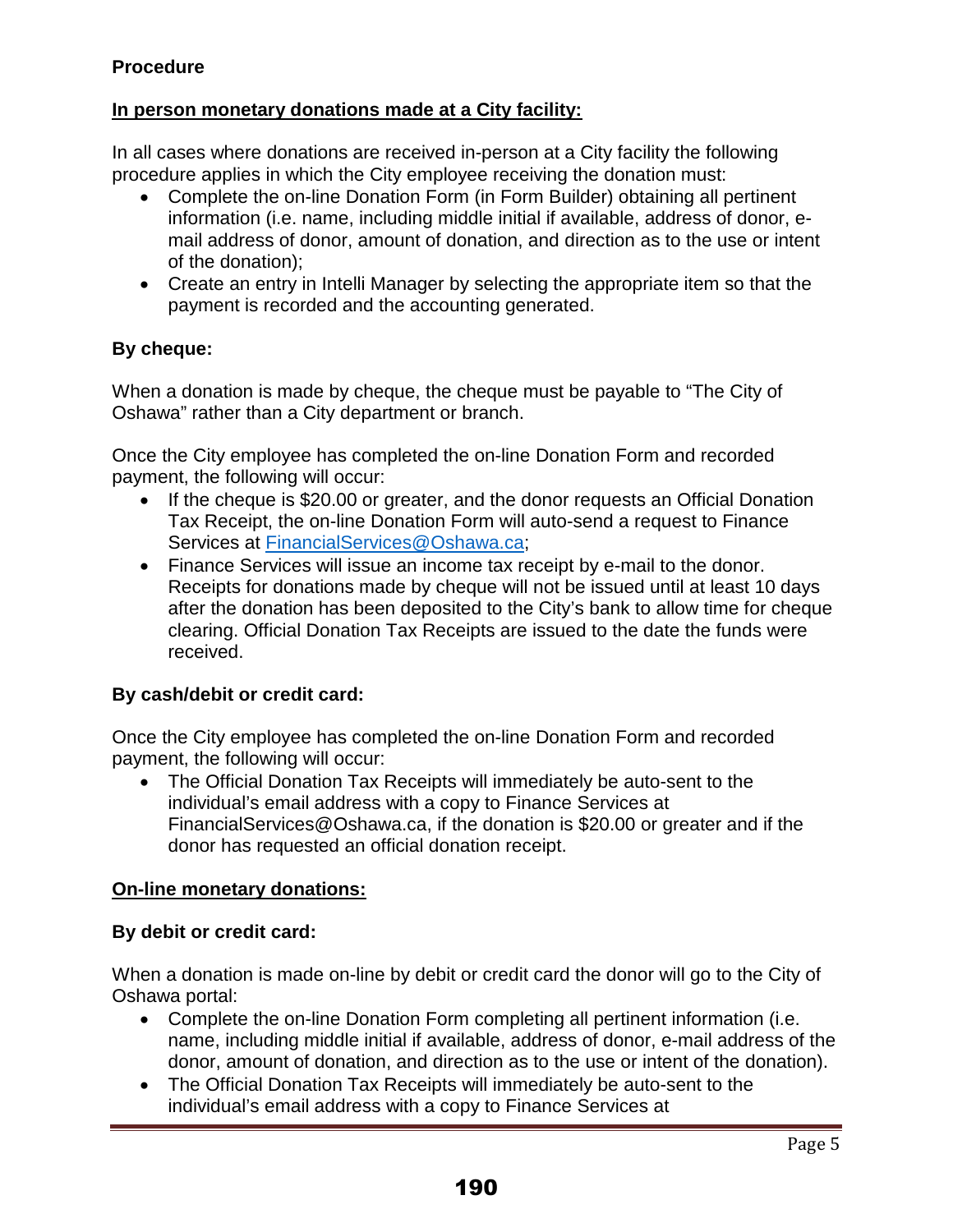**Procedure**

**In person monetary donations made at a City facility:**

In all cases where donations are received in-person at a City facility the following procedure applies in which the City employee receiving the donation must:

- Complete the on-line Donation Form (in Form Builder) obtaining all pertinent information (i.e. name, including middle initial if available, address of donor, e-mail address of donor, amount of donation, and direction as to the use or intent of the donation);
- Create an entry in Intelli Manager by selecting the appropriate item so that the payment is recorded and the accounting generated.

**By cheque:**

When a donation is made by cheque, the cheque must be payable to "The City of Oshawa" rather than a City department or branch.

Once the City employee has completed the on-line Donation Form and recorded payment, the following will occur:

- If the cheque is $20.00 or greater, and the donor requests an Official Donation Tax Receipt, the on-line Donation Form will auto-send a request to Finance Services at FinancialServices@Oshawa.ca;
- Finance Services will issue an income tax receipt by e-mail to the donor. Receipts for donations made by cheque will not be issued until at least 10 days after the donation has been deposited to the City's bank to allow time for cheque clearing. Official Donation Tax Receipts are issued to the date the funds were received.

**By cash/debit or credit card:**

Once the City employee has completed the on-line Donation Form and recorded payment, the following will occur:

- The Official Donation Tax Receipts will immediately be auto-sent to the individual's email address with a copy to Finance Services at FinancialServices@Oshawa.ca, if the donation is $20.00 or greater and if the donor has requested an official donation receipt.

**On-line monetary donations:**

**By debit or credit card:**

When a donation is made on-line by debit or credit card the donor will go to the City of Oshawa portal:

- Complete the on-line Donation Form completing all pertinent information (i.e. name, including middle initial if available, address of donor, e-mail address of the donor, amount of donation, and direction as to the use or intent of the donation).
- The Official Donation Tax Receipts will immediately be auto-sent to the individual's email address with a copy to Finance Services at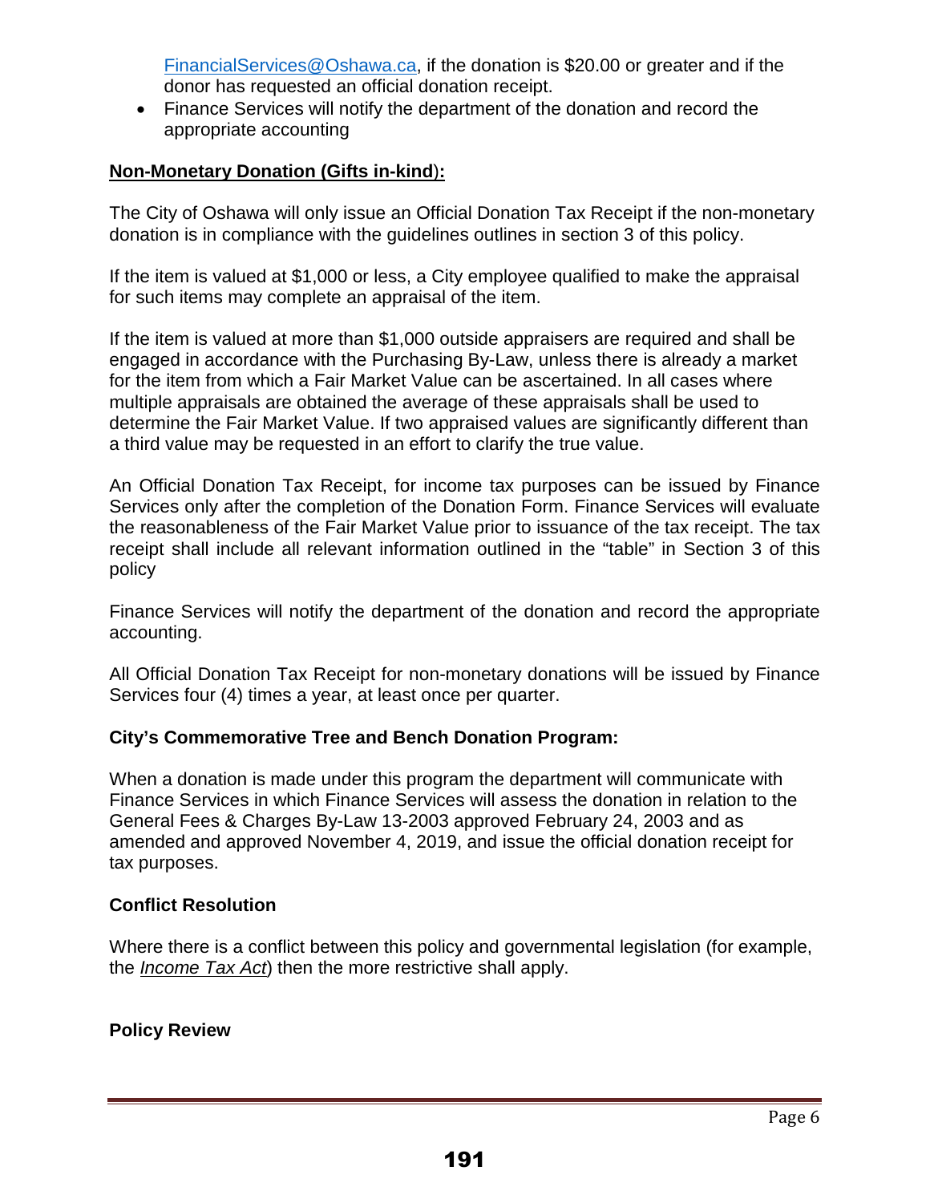FinancialServices@Oshawa.ca, if the donation is $20.00 or greater and if the donor has requested an official donation receipt.

- Finance Services will notify the department of the donation and record the appropriate accounting

**Non-Monetary Donation (Gifts in-kind):**

The City of Oshawa will only issue an Official Donation Tax Receipt if the non-monetary donation is in compliance with the guidelines outlines in section 3 of this policy.

If the item is valued at $1,000 or less, a City employee qualified to make the appraisal for such items may complete an appraisal of the item.

If the item is valued at more than $1,000 outside appraisers are required and shall be engaged in accordance with the Purchasing By-Law, unless there is already a market for the item from which a Fair Market Value can be ascertained. In all cases where multiple appraisals are obtained the average of these appraisals shall be used to determine the Fair Market Value. If two appraised values are significantly different than a third value may be requested in an effort to clarify the true value.

An Official Donation Tax Receipt, for income tax purposes can be issued by Finance Services only after the completion of the Donation Form. Finance Services will evaluate the reasonableness of the Fair Market Value prior to issuance of the tax receipt. The tax receipt shall include all relevant information outlined in the "table" in Section 3 of this policy

Finance Services will notify the department of the donation and record the appropriate accounting.

All Official Donation Tax Receipt for non-monetary donations will be issued by Finance Services four (4) times a year, at least once per quarter.

**City's Commemorative Tree and Bench Donation Program:**

When a donation is made under this program the department will communicate with Finance Services in which Finance Services will assess the donation in relation to the General Fees & Charges By-Law 13-2003 approved February 24, 2003 and as amended and approved November 4, 2019, and issue the official donation receipt for tax purposes.

**Conflict Resolution**

Where there is a conflict between this policy and governmental legislation (for example, the *Income Tax Act*) then the more restrictive shall apply.

**Policy Review**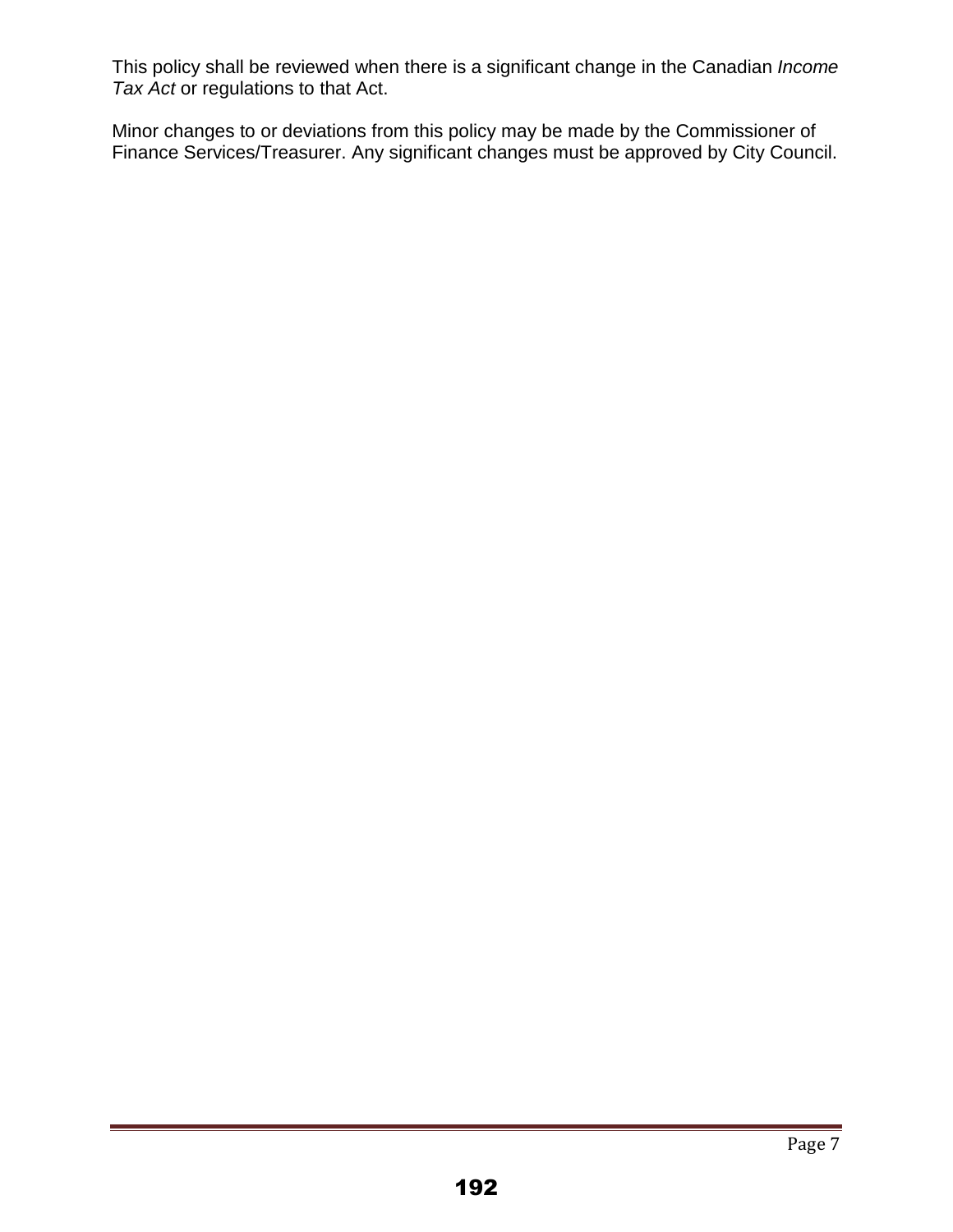This policy shall be reviewed when there is a significant change in the Canadian *Income Tax Act* or regulations to that Act.

Minor changes to or deviations from this policy may be made by the Commissioner of Finance Services/Treasurer. Any significant changes must be approved by City Council.